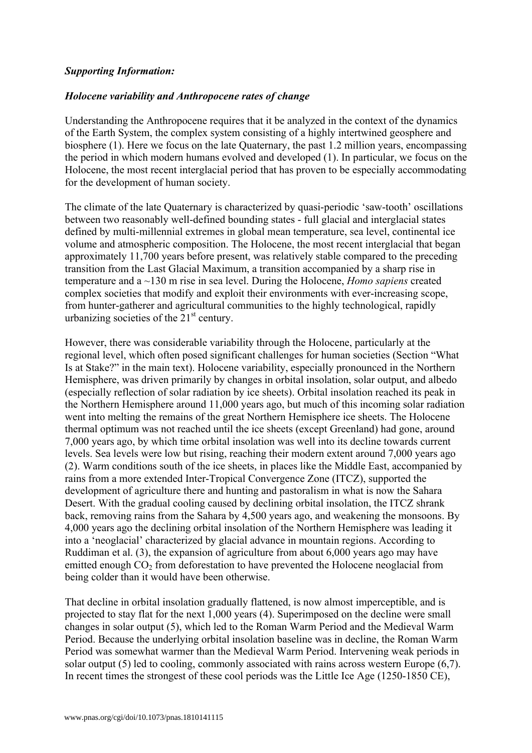*Supporting Information:*

*Holocene variability and Anthropocene rates of change*

Understanding the Anthropocene requires that it be analyzed in the context of the dynamics of the Earth System, the complex system consisting of a highly intertwined geosphere and biosphere (1). Here we focus on the late Quaternary, the past 1.2 million years, encompassing the period in which modern humans evolved and developed (1). In particular, we focus on the Holocene, the most recent interglacial period that has proven to be especially accommodating for the development of human society.

The climate of the late Quaternary is characterized by quasi-periodic 'saw-tooth' oscillations between two reasonably well-defined bounding states - full glacial and interglacial states defined by multi-millennial extremes in global mean temperature, sea level, continental ice volume and atmospheric composition. The Holocene, the most recent interglacial that began approximately 11,700 years before present, was relatively stable compared to the preceding transition from the Last Glacial Maximum, a transition accompanied by a sharp rise in temperature and a ~130 m rise in sea level. During the Holocene, *Homo sapiens* created complex societies that modify and exploit their environments with ever-increasing scope, from hunter-gatherer and agricultural communities to the highly technological, rapidly urbanizing societies of the 21st century.

However, there was considerable variability through the Holocene, particularly at the regional level, which often posed significant challenges for human societies (Section "What Is at Stake?" in the main text). Holocene variability, especially pronounced in the Northern Hemisphere, was driven primarily by changes in orbital insolation, solar output, and albedo (especially reflection of solar radiation by ice sheets). Orbital insolation reached its peak in the Northern Hemisphere around 11,000 years ago, but much of this incoming solar radiation went into melting the remains of the great Northern Hemisphere ice sheets. The Holocene thermal optimum was not reached until the ice sheets (except Greenland) had gone, around 7,000 years ago, by which time orbital insolation was well into its decline towards current levels. Sea levels were low but rising, reaching their modern extent around 7,000 years ago (2). Warm conditions south of the ice sheets, in places like the Middle East, accompanied by rains from a more extended Inter-Tropical Convergence Zone (ITCZ), supported the development of agriculture there and hunting and pastoralism in what is now the Sahara Desert. With the gradual cooling caused by declining orbital insolation, the ITCZ shrank back, removing rains from the Sahara by 4,500 years ago, and weakening the monsoons. By 4,000 years ago the declining orbital insolation of the Northern Hemisphere was leading it into a 'neoglacial' characterized by glacial advance in mountain regions. According to Ruddiman et al. (3), the expansion of agriculture from about 6,000 years ago may have emitted enough $CO_2$ from deforestation to have prevented the Holocene neoglacial from being colder than it would have been otherwise.

That decline in orbital insolation gradually flattened, is now almost imperceptible, and is projected to stay flat for the next 1,000 years (4). Superimposed on the decline were small changes in solar output (5), which led to the Roman Warm Period and the Medieval Warm Period. Because the underlying orbital insolation baseline was in decline, the Roman Warm Period was somewhat warmer than the Medieval Warm Period. Intervening weak periods in solar output (5) led to cooling, commonly associated with rains across western Europe (6,7). In recent times the strongest of these cool periods was the Little Ice Age (1250-1850 CE),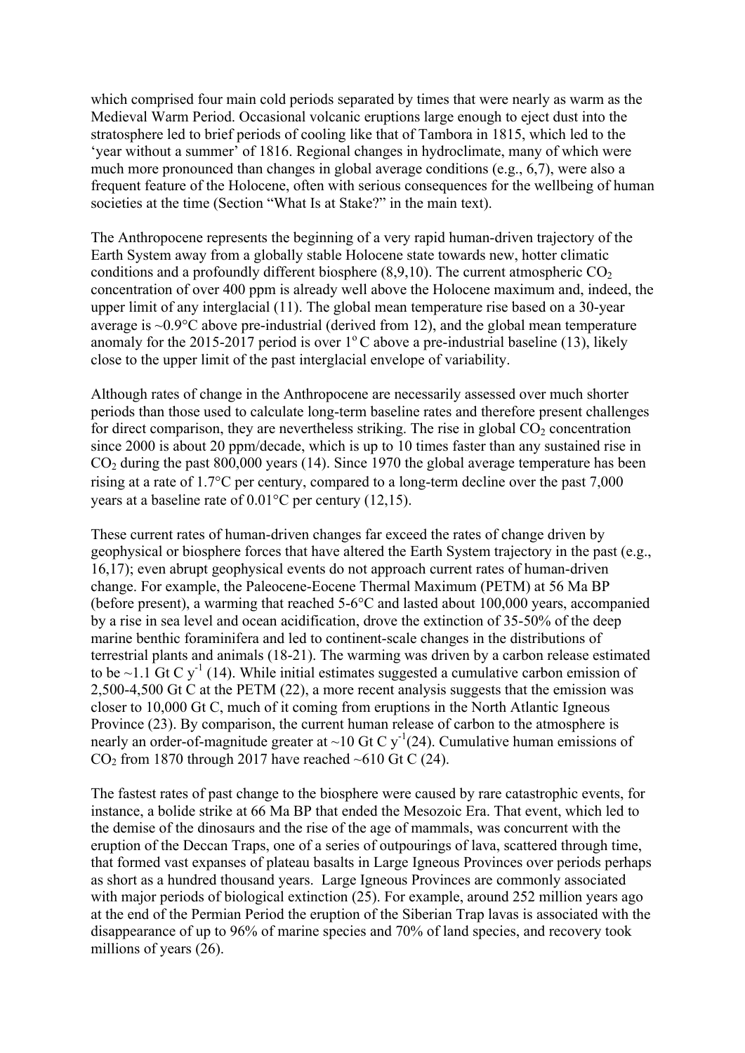which comprised four main cold periods separated by times that were nearly as warm as the Medieval Warm Period. Occasional volcanic eruptions large enough to eject dust into the stratosphere led to brief periods of cooling like that of Tambora in 1815, which led to the 'year without a summer' of 1816. Regional changes in hydroclimate, many of which were much more pronounced than changes in global average conditions (e.g., 6,7), were also a frequent feature of the Holocene, often with serious consequences for the wellbeing of human societies at the time (Section "What Is at Stake?" in the main text).

The Anthropocene represents the beginning of a very rapid human-driven trajectory of the Earth System away from a globally stable Holocene state towards new, hotter climatic conditions and a profoundly different biosphere (8,9,10). The current atmospheric $CO_2$ concentration of over 400 ppm is already well above the Holocene maximum and, indeed, the upper limit of any interglacial (11). The global mean temperature rise based on a 30-year average is ~0.9°C above pre-industrial (derived from 12), and the global mean temperature anomaly for the 2015-2017 period is over 1°C above a pre-industrial baseline (13), likely close to the upper limit of the past interglacial envelope of variability.

Although rates of change in the Anthropocene are necessarily assessed over much shorter periods than those used to calculate long-term baseline rates and therefore present challenges for direct comparison, they are nevertheless striking. The rise in global $CO_2$ concentration since 2000 is about 20 ppm/decade, which is up to 10 times faster than any sustained rise in $CO_2$ during the past 800,000 years (14). Since 1970 the global average temperature has been rising at a rate of 1.7°C per century, compared to a long-term decline over the past 7,000 years at a baseline rate of 0.01°C per century (12,15).

These current rates of human-driven changes far exceed the rates of change driven by geophysical or biosphere forces that have altered the Earth System trajectory in the past (e.g., 16,17); even abrupt geophysical events do not approach current rates of human-driven change. For example, the Paleocene-Eocene Thermal Maximum (PETM) at 56 Ma BP (before present), a warming that reached 5-6°C and lasted about 100,000 years, accompanied by a rise in sea level and ocean acidification, drove the extinction of 35-50% of the deep marine benthic foraminifera and led to continent-scale changes in the distributions of terrestrial plants and animals (18-21). The warming was driven by a carbon release estimated to be ~1.1 Gt C $y^{-1}$ (14). While initial estimates suggested a cumulative carbon emission of 2,500-4,500 Gt C at the PETM (22), a more recent analysis suggests that the emission was closer to 10,000 Gt C, much of it coming from eruptions in the North Atlantic Igneous Province (23). By comparison, the current human release of carbon to the atmosphere is nearly an order-of-magnitude greater at ~10 Gt C $y^{-1}$(24). Cumulative human emissions of $CO_2$ from 1870 through 2017 have reached ~610 Gt C (24).

The fastest rates of past change to the biosphere were caused by rare catastrophic events, for instance, a bolide strike at 66 Ma BP that ended the Mesozoic Era. That event, which led to the demise of the dinosaurs and the rise of the age of mammals, was concurrent with the eruption of the Deccan Traps, one of a series of outpourings of lava, scattered through time, that formed vast expanses of plateau basalts in Large Igneous Provinces over periods perhaps as short as a hundred thousand years. Large Igneous Provinces are commonly associated with major periods of biological extinction (25). For example, around 252 million years ago at the end of the Permian Period the eruption of the Siberian Trap lavas is associated with the disappearance of up to 96% of marine species and 70% of land species, and recovery took millions of years (26).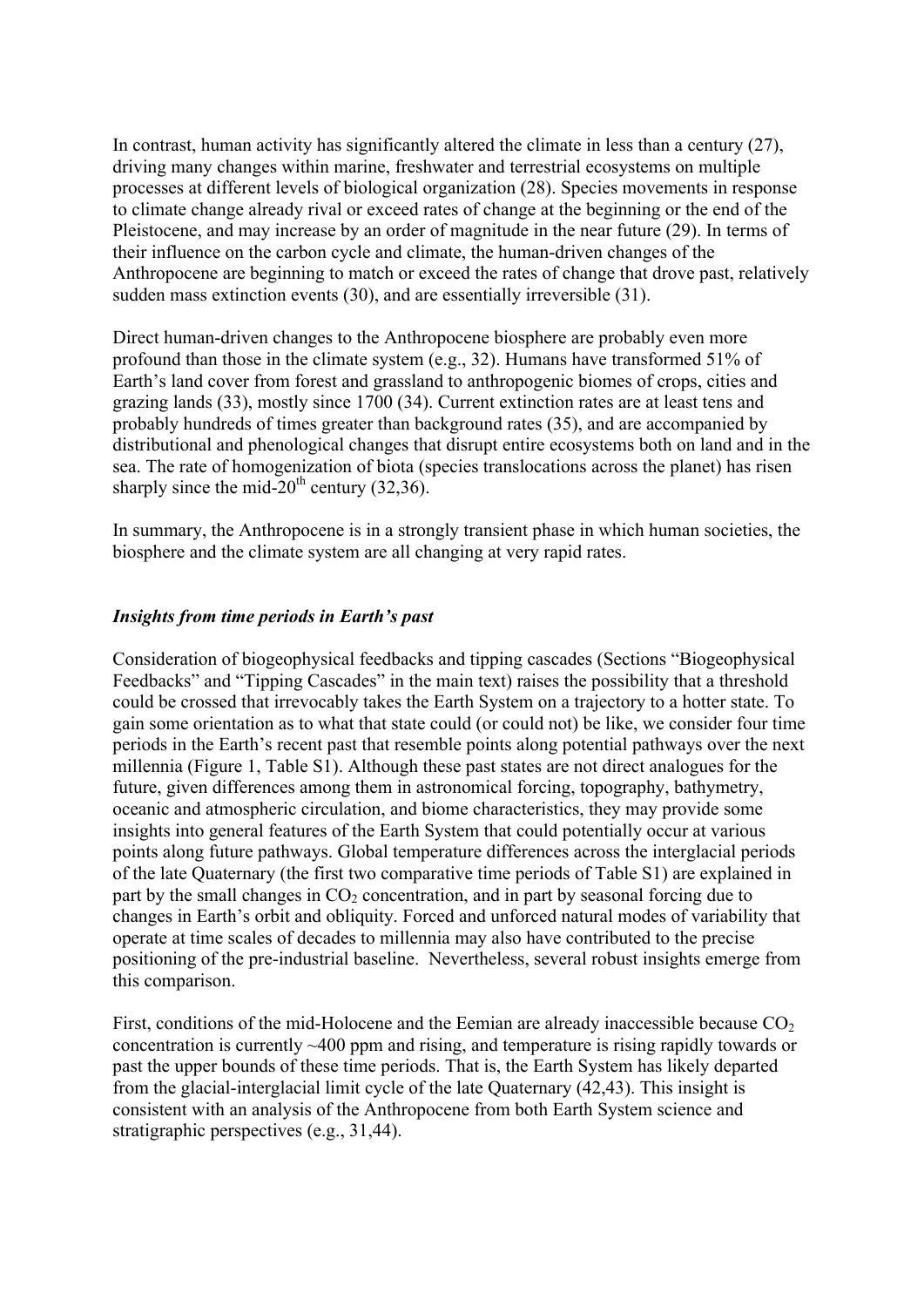In contrast, human activity has significantly altered the climate in less than a century (27), driving many changes within marine, freshwater and terrestrial ecosystems on multiple processes at different levels of biological organization (28). Species movements in response to climate change already rival or exceed rates of change at the beginning or the end of the Pleistocene, and may increase by an order of magnitude in the near future (29). In terms of their influence on the carbon cycle and climate, the human-driven changes of the Anthropocene are beginning to match or exceed the rates of change that drove past, relatively sudden mass extinction events (30), and are essentially irreversible (31).

Direct human-driven changes to the Anthropocene biosphere are probably even more profound than those in the climate system (e.g., 32). Humans have transformed 51% of Earth's land cover from forest and grassland to anthropogenic biomes of crops, cities and grazing lands (33), mostly since 1700 (34). Current extinction rates are at least tens and probably hundreds of times greater than background rates (35), and are accompanied by distributional and phenological changes that disrupt entire ecosystems both on land and in the sea. The rate of homogenization of biota (species translocations across the planet) has risen sharply since the mid-20[th] century (32,36).

In summary, the Anthropocene is in a strongly transient phase in which human societies, the biosphere and the climate system are all changing at very rapid rates.

### *Insights from time periods in Earth's past*

Consideration of biogeophysical feedbacks and tipping cascades (Sections "Biogeophysical Feedbacks" and "Tipping Cascades" in the main text) raises the possibility that a threshold could be crossed that irrevocably takes the Earth System on a trajectory to a hotter state. To gain some orientation as to what that state could (or could not) be like, we consider four time periods in the Earth's recent past that resemble points along potential pathways over the next millennia (Figure 1, Table S1). Although these past states are not direct analogues for the future, given differences among them in astronomical forcing, topography, bathymetry, oceanic and atmospheric circulation, and biome characteristics, they may provide some insights into general features of the Earth System that could potentially occur at various points along future pathways. Global temperature differences across the interglacial periods of the late Quaternary (the first two comparative time periods of Table S1) are explained in part by the small changes in $CO_2$ concentration, and in part by seasonal forcing due to changes in Earth's orbit and obliquity. Forced and unforced natural modes of variability that operate at time scales of decades to millennia may also have contributed to the precise positioning of the pre-industrial baseline. Nevertheless, several robust insights emerge from this comparison.

First, conditions of the mid-Holocene and the Eemian are already inaccessible because $CO_2$ concentration is currently ~400 ppm and rising, and temperature is rising rapidly towards or past the upper bounds of these time periods. That is, the Earth System has likely departed from the glacial-interglacial limit cycle of the late Quaternary (42,43). This insight is consistent with an analysis of the Anthropocene from both Earth System science and stratigraphic perspectives (e.g., 31,44).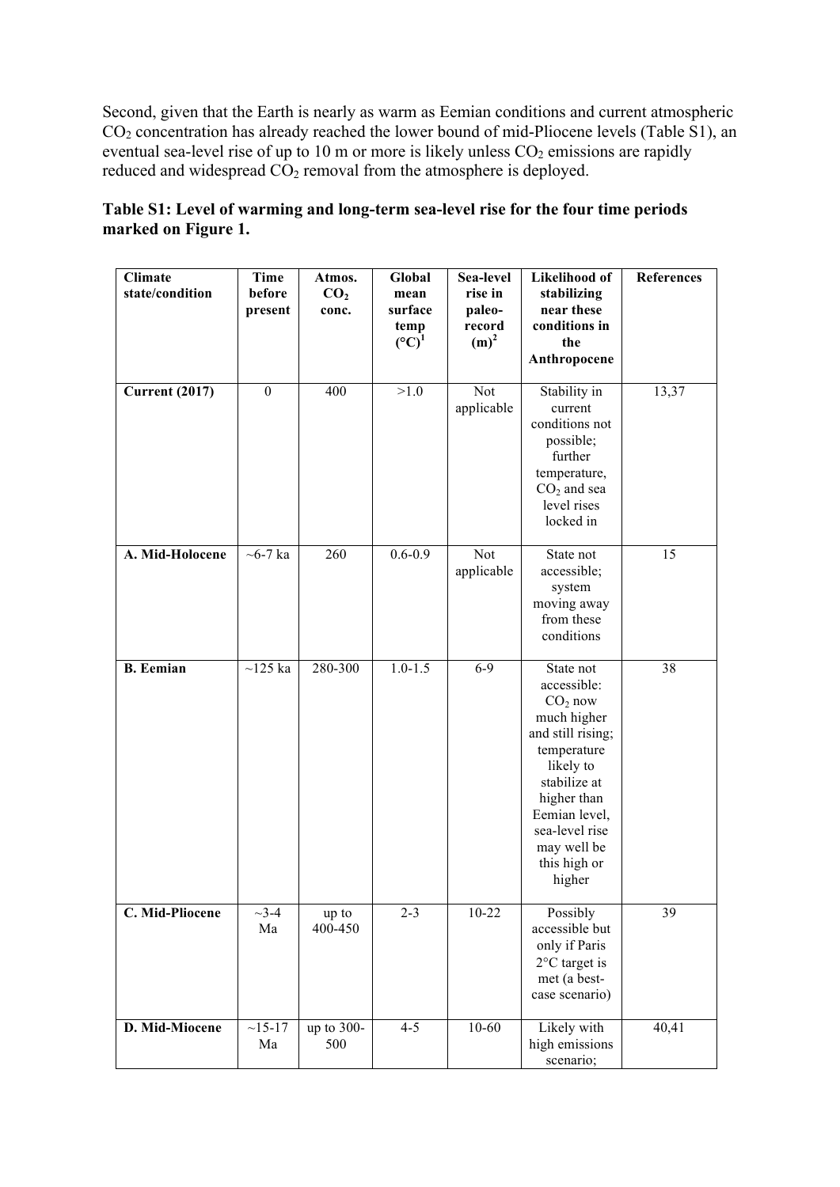Second, given that the Earth is nearly as warm as Eemian conditions and current atmospheric $CO_2$ concentration has already reached the lower bound of mid-Pliocene levels (Table S1), an eventual sea-level rise of up to 10 m or more is likely unless $CO_2$ emissions are rapidly reduced and widespread $CO_2$ removal from the atmosphere is deployed.

**Table S1: Level of warming and long-term sea-level rise for the four time periods marked on Figure 1.**

| Climate state/condition | Time before present | Atmos. $CO_2$ conc. | Global mean surface temp (°C)[1] | Sea-level rise in paleo-record (m)[2] | Likelihood of stabilizing near these conditions in the Anthropocene | References |
|---|---|---|---|---|---|---|
| **Current (2017)** | 0 | 400 | >1.0 | Not applicable | Stability in current conditions not possible; further temperature, $CO_2$ and sea level rises locked in | 13,37 |
| **A. Mid-Holocene** | ~6-7 ka | 260 | 0.6-0.9 | Not applicable | State not accessible; system moving away from these conditions | 15 |
| **B. Eemian** | ~125 ka | 280-300 | 1.0-1.5 | 6-9 | State not accessible: $CO_2$ now much higher and still rising; temperature likely to stabilize at higher than Eemian level, sea-level rise may well be this high or higher | 38 |
| **C. Mid-Pliocene** | ~3-4 Ma | up to 400-450 | 2-3 | 10-22 | Possibly accessible but only if Paris 2°C target is met (a best-case scenario) | 39 |
| **D. Mid-Miocene** | ~15-17 Ma | up to 300-500 | 4-5 | 10-60 | Likely with high emissions scenario; | 40,41 |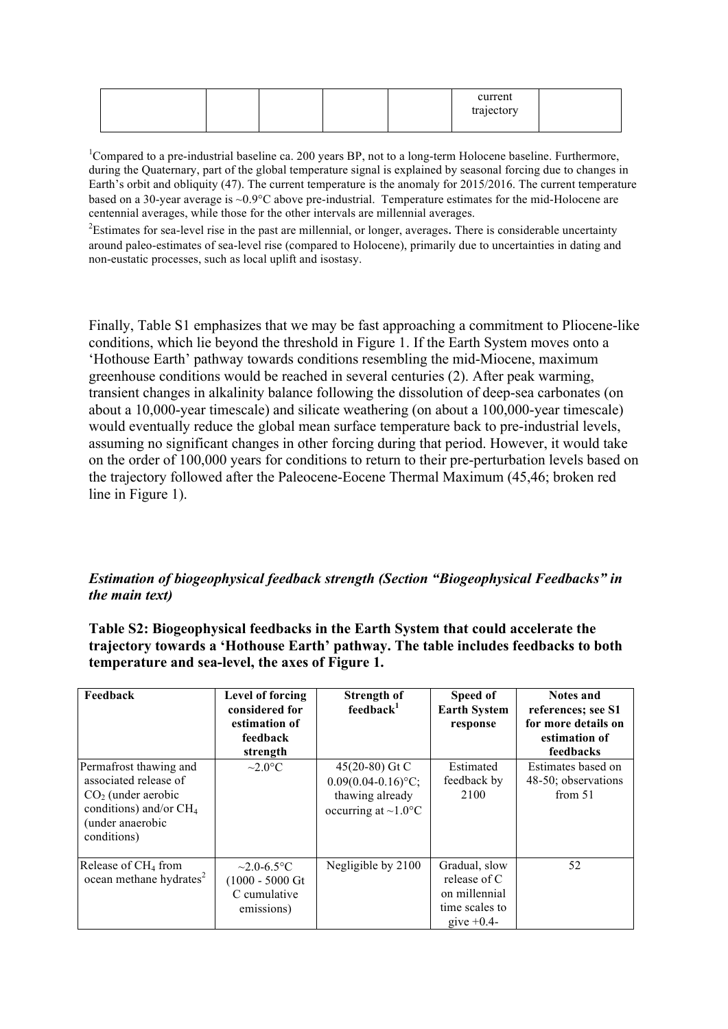| | | | | | current trajectory | |
|---|---|---|---|---|---|---|

[1]Compared to a pre-industrial baseline ca. 200 years BP, not to a long-term Holocene baseline. Furthermore, during the Quaternary, part of the global temperature signal is explained by seasonal forcing due to changes in Earth's orbit and obliquity (47). The current temperature is the anomaly for 2015/2016. The current temperature based on a 30-year average is ~0.9°C above pre-industrial. Temperature estimates for the mid-Holocene are centennial averages, while those for the other intervals are millennial averages.

[2]Estimates for sea-level rise in the past are millennial, or longer, averages. There is considerable uncertainty around paleo-estimates of sea-level rise (compared to Holocene), primarily due to uncertainties in dating and non-eustatic processes, such as local uplift and isostasy.

Finally, Table S1 emphasizes that we may be fast approaching a commitment to Pliocene-like conditions, which lie beyond the threshold in Figure 1. If the Earth System moves onto a 'Hothouse Earth' pathway towards conditions resembling the mid-Miocene, maximum greenhouse conditions would be reached in several centuries (2). After peak warming, transient changes in alkalinity balance following the dissolution of deep-sea carbonates (on about a 10,000-year timescale) and silicate weathering (on about a 100,000-year timescale) would eventually reduce the global mean surface temperature back to pre-industrial levels, assuming no significant changes in other forcing during that period. However, it would take on the order of 100,000 years for conditions to return to their pre-perturbation levels based on the trajectory followed after the Paleocene-Eocene Thermal Maximum (45,46; broken red line in Figure 1).

### *Estimation of biogeophysical feedback strength (Section "Biogeophysical Feedbacks" in the main text)*

**Table S2: Biogeophysical feedbacks in the Earth System that could accelerate the trajectory towards a 'Hothouse Earth' pathway. The table includes feedbacks to both temperature and sea-level, the axes of Figure 1.**

| Feedback | Level of forcing considered for estimation of feedback strength | Strength of feedback[1] | Speed of Earth System response | Notes and references; see S1 for more details on estimation of feedbacks |
|---|---|---|---|---|
| Permafrost thawing and associated release of $CO_2$ (under aerobic conditions) and/or $CH_4$ (under anaerobic conditions) | ~2.0°C | 45(20-80) Gt C 0.09(0.04-0.16)°C; thawing already occurring at ~1.0°C | Estimated feedback by 2100 | Estimates based on 48-50; observations from 51 |
| Release of $CH_4$ from ocean methane hydrates[2] | ~2.0-6.5°C (1000 - 5000 Gt C cumulative emissions) | Negligible by 2100 | Gradual, slow release of C on millennial time scales to give +0.4- | 52 |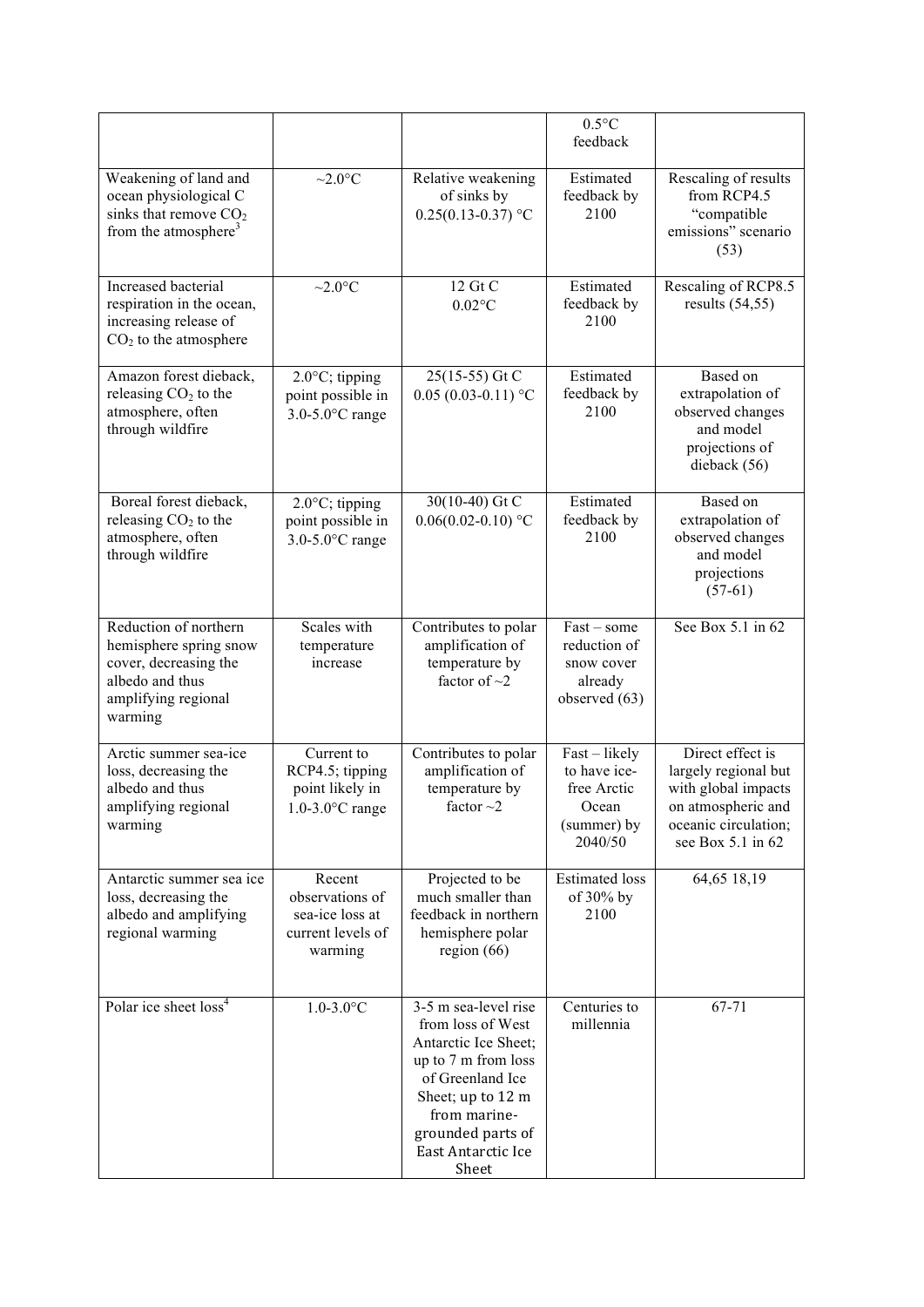| | | | 0.5°C feedback | |
|---|---|---|---|---|
| Weakening of land and ocean physiological C sinks that remove $CO_2$ from the atmosphere[3] | ~2.0°C | Relative weakening of sinks by 0.25(0.13-0.37) °C | Estimated feedback by 2100 | Rescaling of results from RCP4.5 "compatible emissions" scenario (53) |
| Increased bacterial respiration in the ocean, increasing release of $CO_2$ to the atmosphere | ~2.0°C | 12 Gt C 0.02°C | Estimated feedback by 2100 | Rescaling of RCP8.5 results (54,55) |
| Amazon forest dieback, releasing $CO_2$ to the atmosphere, often through wildfire | 2.0°C; tipping point possible in 3.0-5.0°C range | 25(15-55) Gt C 0.05 (0.03-0.11) °C | Estimated feedback by 2100 | Based on extrapolation of observed changes and model projections of dieback (56) |
| Boreal forest dieback, releasing $CO_2$ to the atmosphere, often through wildfire | 2.0°C; tipping point possible in 3.0-5.0°C range | 30(10-40) Gt C 0.06(0.02-0.10) °C | Estimated feedback by 2100 | Based on extrapolation of observed changes and model projections (57-61) |
| Reduction of northern hemisphere spring snow cover, decreasing the albedo and thus amplifying regional warming | Scales with temperature increase | Contributes to polar amplification of temperature by factor of ~2 | Fast – some reduction of snow cover already observed (63) | See Box 5.1 in 62 |
| Arctic summer sea-ice loss, decreasing the albedo and thus amplifying regional warming | Current to RCP4.5; tipping point likely in 1.0-3.0°C range | Contributes to polar amplification of temperature by factor ~2 | Fast – likely to have ice-free Arctic Ocean (summer) by 2040/50 | Direct effect is largely regional but with global impacts on atmospheric and oceanic circulation; see Box 5.1 in 62 |
| Antarctic summer sea ice loss, decreasing the albedo and amplifying regional warming | Recent observations of sea-ice loss at current levels of warming | Projected to be much smaller than feedback in northern hemisphere polar region (66) | Estimated loss of 30% by 2100 | 64,65 18,19 |
| Polar ice sheet loss[4] | 1.0-3.0°C | 3-5 m sea-level rise from loss of West Antarctic Ice Sheet; up to 7 m from loss of Greenland Ice Sheet; up to 12 m from marine-grounded parts of East Antarctic Ice Sheet | Centuries to millennia | 67-71 |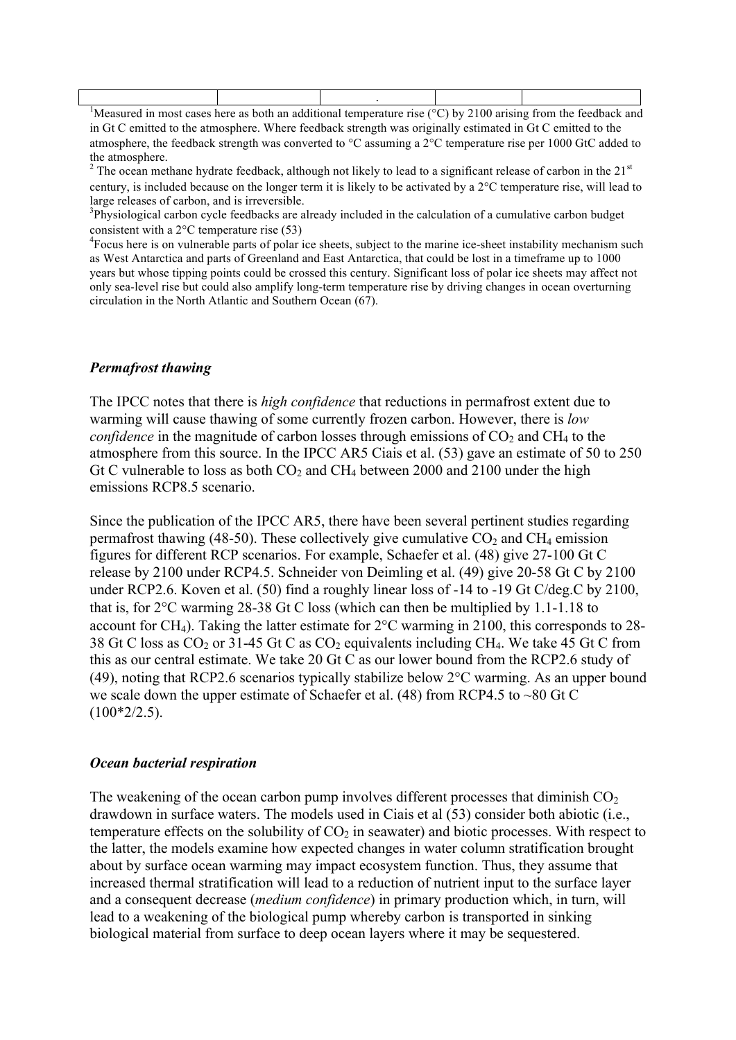| | | . | | |
|---|---|---|---|---|

[1]Measured in most cases here as both an additional temperature rise (°C) by 2100 arising from the feedback and in Gt C emitted to the atmosphere. Where feedback strength was originally estimated in Gt C emitted to the atmosphere, the feedback strength was converted to °C assuming a 2°C temperature rise per 1000 GtC added to the atmosphere.

[2] The ocean methane hydrate feedback, although not likely to lead to a significant release of carbon in the 21[st] century, is included because on the longer term it is likely to be activated by a 2°C temperature rise, will lead to large releases of carbon, and is irreversible.

[3]Physiological carbon cycle feedbacks are already included in the calculation of a cumulative carbon budget consistent with a 2°C temperature rise (53)

[4]Focus here is on vulnerable parts of polar ice sheets, subject to the marine ice-sheet instability mechanism such as West Antarctica and parts of Greenland and East Antarctica, that could be lost in a timeframe up to 1000 years but whose tipping points could be crossed this century. Significant loss of polar ice sheets may affect not only sea-level rise but could also amplify long-term temperature rise by driving changes in ocean overturning circulation in the North Atlantic and Southern Ocean (67).

### *Permafrost thawing*

The IPCC notes that there is *high confidence* that reductions in permafrost extent due to warming will cause thawing of some currently frozen carbon. However, there is *low confidence* in the magnitude of carbon losses through emissions of $CO_2$ and $CH_4$ to the atmosphere from this source. In the IPCC AR5 Ciais et al. (53) gave an estimate of 50 to 250 Gt C vulnerable to loss as both $CO_2$ and $CH_4$ between 2000 and 2100 under the high emissions RCP8.5 scenario.

Since the publication of the IPCC AR5, there have been several pertinent studies regarding permafrost thawing (48-50). These collectively give cumulative $CO_2$ and $CH_4$ emission figures for different RCP scenarios. For example, Schaefer et al. (48) give 27-100 Gt C release by 2100 under RCP4.5. Schneider von Deimling et al. (49) give 20-58 Gt C by 2100 under RCP2.6. Koven et al. (50) find a roughly linear loss of -14 to -19 Gt C/deg.C by 2100, that is, for 2°C warming 28-38 Gt C loss (which can then be multiplied by 1.1-1.18 to account for $CH_4$). Taking the latter estimate for 2°C warming in 2100, this corresponds to 28-38 Gt C loss as $CO_2$ or 31-45 Gt C as $CO_2$ equivalents including $CH_4$. We take 45 Gt C from this as our central estimate. We take 20 Gt C as our lower bound from the RCP2.6 study of (49), noting that RCP2.6 scenarios typically stabilize below 2°C warming. As an upper bound we scale down the upper estimate of Schaefer et al. (48) from RCP4.5 to ~80 Gt C (100*2/2.5).

### *Ocean bacterial respiration*

The weakening of the ocean carbon pump involves different processes that diminish $CO_2$ drawdown in surface waters. The models used in Ciais et al (53) consider both abiotic (i.e., temperature effects on the solubility of $CO_2$ in seawater) and biotic processes. With respect to the latter, the models examine how expected changes in water column stratification brought about by surface ocean warming may impact ecosystem function. Thus, they assume that increased thermal stratification will lead to a reduction of nutrient input to the surface layer and a consequent decrease (*medium confidence*) in primary production which, in turn, will lead to a weakening of the biological pump whereby carbon is transported in sinking biological material from surface to deep ocean layers where it may be sequestered.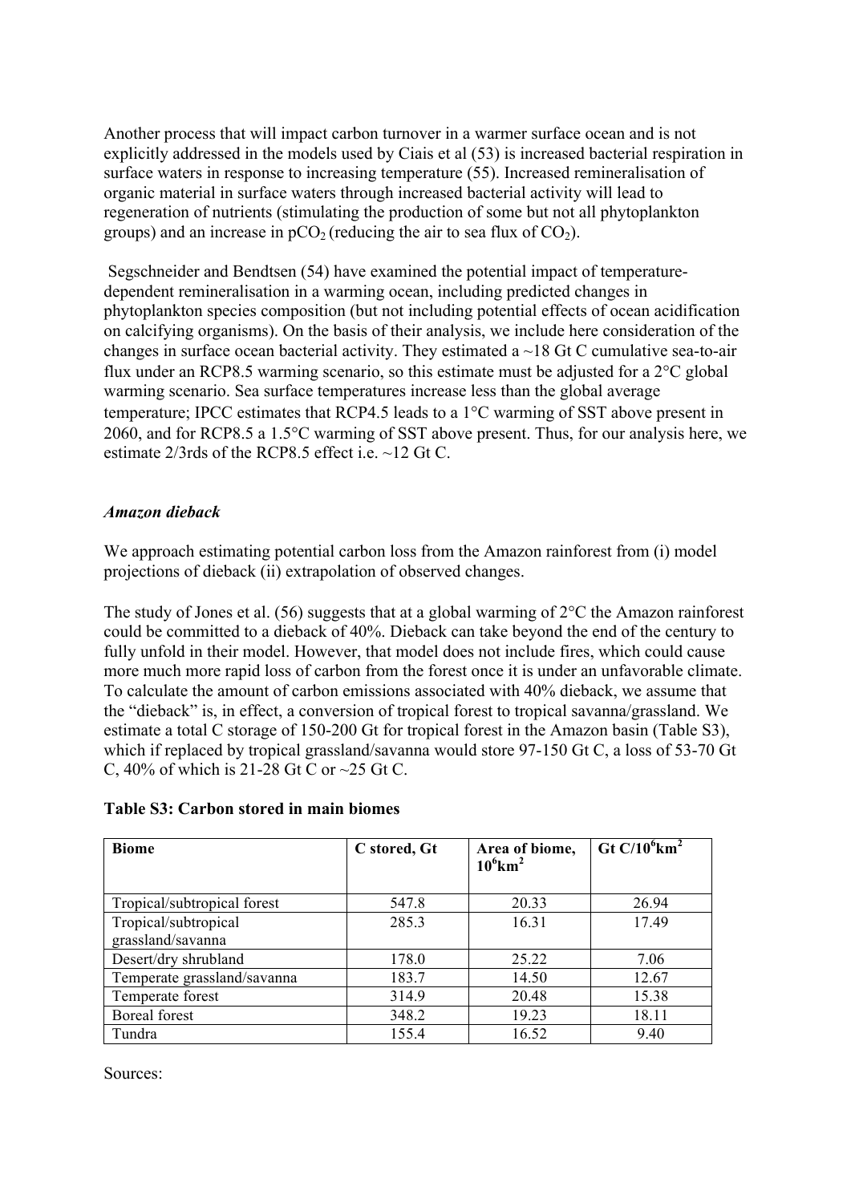Another process that will impact carbon turnover in a warmer surface ocean and is not explicitly addressed in the models used by Ciais et al (53) is increased bacterial respiration in surface waters in response to increasing temperature (55). Increased remineralisation of organic material in surface waters through increased bacterial activity will lead to regeneration of nutrients (stimulating the production of some but not all phytoplankton groups) and an increase in $pCO_2$ (reducing the air to sea flux of $CO_2$).

Segschneider and Bendtsen (54) have examined the potential impact of temperature-dependent remineralisation in a warming ocean, including predicted changes in phytoplankton species composition (but not including potential effects of ocean acidification on calcifying organisms). On the basis of their analysis, we include here consideration of the changes in surface ocean bacterial activity. They estimated a ~18 Gt C cumulative sea-to-air flux under an RCP8.5 warming scenario, so this estimate must be adjusted for a 2°C global warming scenario. Sea surface temperatures increase less than the global average temperature; IPCC estimates that RCP4.5 leads to a 1°C warming of SST above present in 2060, and for RCP8.5 a 1.5°C warming of SST above present. Thus, for our analysis here, we estimate 2/3rds of the RCP8.5 effect i.e. ~12 Gt C.

### *Amazon dieback*

We approach estimating potential carbon loss from the Amazon rainforest from (i) model projections of dieback (ii) extrapolation of observed changes.

The study of Jones et al. (56) suggests that at a global warming of 2°C the Amazon rainforest could be committed to a dieback of 40%. Dieback can take beyond the end of the century to fully unfold in their model. However, that model does not include fires, which could cause more much more rapid loss of carbon from the forest once it is under an unfavorable climate. To calculate the amount of carbon emissions associated with 40% dieback, we assume that the "dieback" is, in effect, a conversion of tropical forest to tropical savanna/grassland. We estimate a total C storage of 150-200 Gt for tropical forest in the Amazon basin (Table S3), which if replaced by tropical grassland/savanna would store 97-150 Gt C, a loss of 53-70 Gt C, 40% of which is 21-28 Gt C or ~25 Gt C.

**Table S3: Carbon stored in main biomes**

| Biome | C stored, Gt | Area of biome, $10^6$km$^2$ | Gt C/$10^6$km$^2$ |
|---|---|---|---|
| Tropical/subtropical forest | 547.8 | 20.33 | 26.94 |
| Tropical/subtropical grassland/savanna | 285.3 | 16.31 | 17.49 |
| Desert/dry shrubland | 178.0 | 25.22 | 7.06 |
| Temperate grassland/savanna | 183.7 | 14.50 | 12.67 |
| Temperate forest | 314.9 | 20.48 | 15.38 |
| Boreal forest | 348.2 | 19.23 | 18.11 |
| Tundra | 155.4 | 16.52 | 9.40 |

Sources: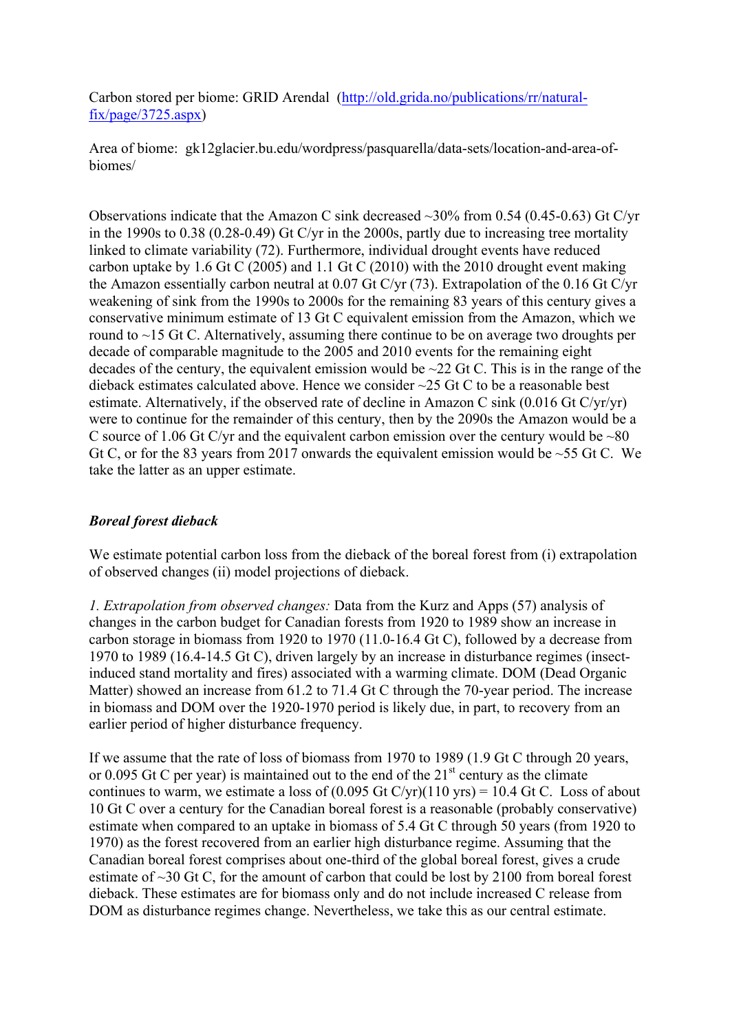Carbon stored per biome: GRID Arendal (http://old.grida.no/publications/rr/natural-fix/page/3725.aspx)

Area of biome: gk12glacier.bu.edu/wordpress/pasquarella/data-sets/location-and-area-of-biomes/

Observations indicate that the Amazon C sink decreased ~30% from 0.54 (0.45-0.63) Gt C/yr in the 1990s to 0.38 (0.28-0.49) Gt C/yr in the 2000s, partly due to increasing tree mortality linked to climate variability (72). Furthermore, individual drought events have reduced carbon uptake by 1.6 Gt C (2005) and 1.1 Gt C (2010) with the 2010 drought event making the Amazon essentially carbon neutral at 0.07 Gt C/yr (73). Extrapolation of the 0.16 Gt C/yr weakening of sink from the 1990s to 2000s for the remaining 83 years of this century gives a conservative minimum estimate of 13 Gt C equivalent emission from the Amazon, which we round to ~15 Gt C. Alternatively, assuming there continue to be on average two droughts per decade of comparable magnitude to the 2005 and 2010 events for the remaining eight decades of the century, the equivalent emission would be ~22 Gt C. This is in the range of the dieback estimates calculated above. Hence we consider ~25 Gt C to be a reasonable best estimate. Alternatively, if the observed rate of decline in Amazon C sink (0.016 Gt C/yr/yr) were to continue for the remainder of this century, then by the 2090s the Amazon would be a C source of 1.06 Gt C/yr and the equivalent carbon emission over the century would be ~80 Gt C, or for the 83 years from 2017 onwards the equivalent emission would be ~55 Gt C. We take the latter as an upper estimate.

### *Boreal forest dieback*

We estimate potential carbon loss from the dieback of the boreal forest from (i) extrapolation of observed changes (ii) model projections of dieback.

*1. Extrapolation from observed changes:* Data from the Kurz and Apps (57) analysis of changes in the carbon budget for Canadian forests from 1920 to 1989 show an increase in carbon storage in biomass from 1920 to 1970 (11.0-16.4 Gt C), followed by a decrease from 1970 to 1989 (16.4-14.5 Gt C), driven largely by an increase in disturbance regimes (insect-induced stand mortality and fires) associated with a warming climate. DOM (Dead Organic Matter) showed an increase from 61.2 to 71.4 Gt C through the 70-year period. The increase in biomass and DOM over the 1920-1970 period is likely due, in part, to recovery from an earlier period of higher disturbance frequency.

If we assume that the rate of loss of biomass from 1970 to 1989 (1.9 Gt C through 20 years, or 0.095 Gt C per year) is maintained out to the end of the 21[st] century as the climate continues to warm, we estimate a loss of (0.095 Gt C/yr)(110 yrs) = 10.4 Gt C. Loss of about 10 Gt C over a century for the Canadian boreal forest is a reasonable (probably conservative) estimate when compared to an uptake in biomass of 5.4 Gt C through 50 years (from 1920 to 1970) as the forest recovered from an earlier high disturbance regime. Assuming that the Canadian boreal forest comprises about one-third of the global boreal forest, gives a crude estimate of ~30 Gt C, for the amount of carbon that could be lost by 2100 from boreal forest dieback. These estimates are for biomass only and do not include increased C release from DOM as disturbance regimes change. Nevertheless, we take this as our central estimate.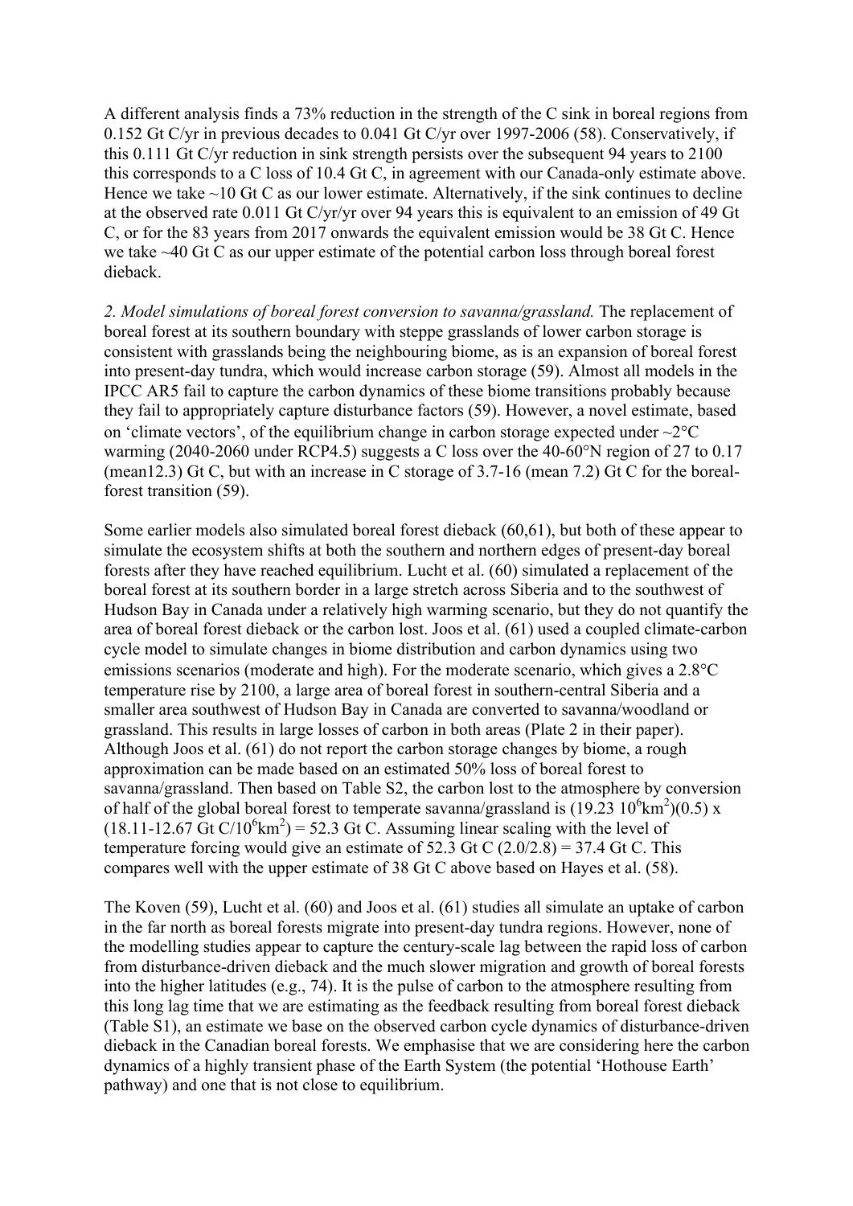A different analysis finds a 73% reduction in the strength of the C sink in boreal regions from 0.152 Gt C/yr in previous decades to 0.041 Gt C/yr over 1997-2006 (58). Conservatively, if this 0.111 Gt C/yr reduction in sink strength persists over the subsequent 94 years to 2100 this corresponds to a C loss of 10.4 Gt C, in agreement with our Canada-only estimate above. Hence we take ~10 Gt C as our lower estimate. Alternatively, if the sink continues to decline at the observed rate 0.011 Gt C/yr/yr over 94 years this is equivalent to an emission of 49 Gt C, or for the 83 years from 2017 onwards the equivalent emission would be 38 Gt C. Hence we take ~40 Gt C as our upper estimate of the potential carbon loss through boreal forest dieback.

*2. Model simulations of boreal forest conversion to savanna/grassland.* The replacement of boreal forest at its southern boundary with steppe grasslands of lower carbon storage is consistent with grasslands being the neighbouring biome, as is an expansion of boreal forest into present-day tundra, which would increase carbon storage (59). Almost all models in the IPCC AR5 fail to capture the carbon dynamics of these biome transitions probably because they fail to appropriately capture disturbance factors (59). However, a novel estimate, based on 'climate vectors', of the equilibrium change in carbon storage expected under ~2°C warming (2040-2060 under RCP4.5) suggests a C loss over the 40-60°N region of 27 to 0.17 (mean12.3) Gt C, but with an increase in C storage of 3.7-16 (mean 7.2) Gt C for the boreal-forest transition (59).

Some earlier models also simulated boreal forest dieback (60,61), but both of these appear to simulate the ecosystem shifts at both the southern and northern edges of present-day boreal forests after they have reached equilibrium. Lucht et al. (60) simulated a replacement of the boreal forest at its southern border in a large stretch across Siberia and to the southwest of Hudson Bay in Canada under a relatively high warming scenario, but they do not quantify the area of boreal forest dieback or the carbon lost. Joos et al. (61) used a coupled climate-carbon cycle model to simulate changes in biome distribution and carbon dynamics using two emissions scenarios (moderate and high). For the moderate scenario, which gives a 2.8°C temperature rise by 2100, a large area of boreal forest in southern-central Siberia and a smaller area southwest of Hudson Bay in Canada are converted to savanna/woodland or grassland. This results in large losses of carbon in both areas (Plate 2 in their paper). Although Joos et al. (61) do not report the carbon storage changes by biome, a rough approximation can be made based on an estimated 50% loss of boreal forest to savanna/grassland. Then based on Table S2, the carbon lost to the atmosphere by conversion of half of the global boreal forest to temperate savanna/grassland is $(19.23\ 10^6 km^2)(0.5) \times (18.11\text{-}12.67\ Gt\ C/10^6 km^2) = 52.3$ Gt C. Assuming linear scaling with the level of temperature forcing would give an estimate of 52.3 Gt C $(2.0/2.8) = 37.4$ Gt C. This compares well with the upper estimate of 38 Gt C above based on Hayes et al. (58).

The Koven (59), Lucht et al. (60) and Joos et al. (61) studies all simulate an uptake of carbon in the far north as boreal forests migrate into present-day tundra regions. However, none of the modelling studies appear to capture the century-scale lag between the rapid loss of carbon from disturbance-driven dieback and the much slower migration and growth of boreal forests into the higher latitudes (e.g., 74). It is the pulse of carbon to the atmosphere resulting from this long lag time that we are estimating as the feedback resulting from boreal forest dieback (Table S1), an estimate we base on the observed carbon cycle dynamics of disturbance-driven dieback in the Canadian boreal forests. We emphasise that we are considering here the carbon dynamics of a highly transient phase of the Earth System (the potential 'Hothouse Earth' pathway) and one that is not close to equilibrium.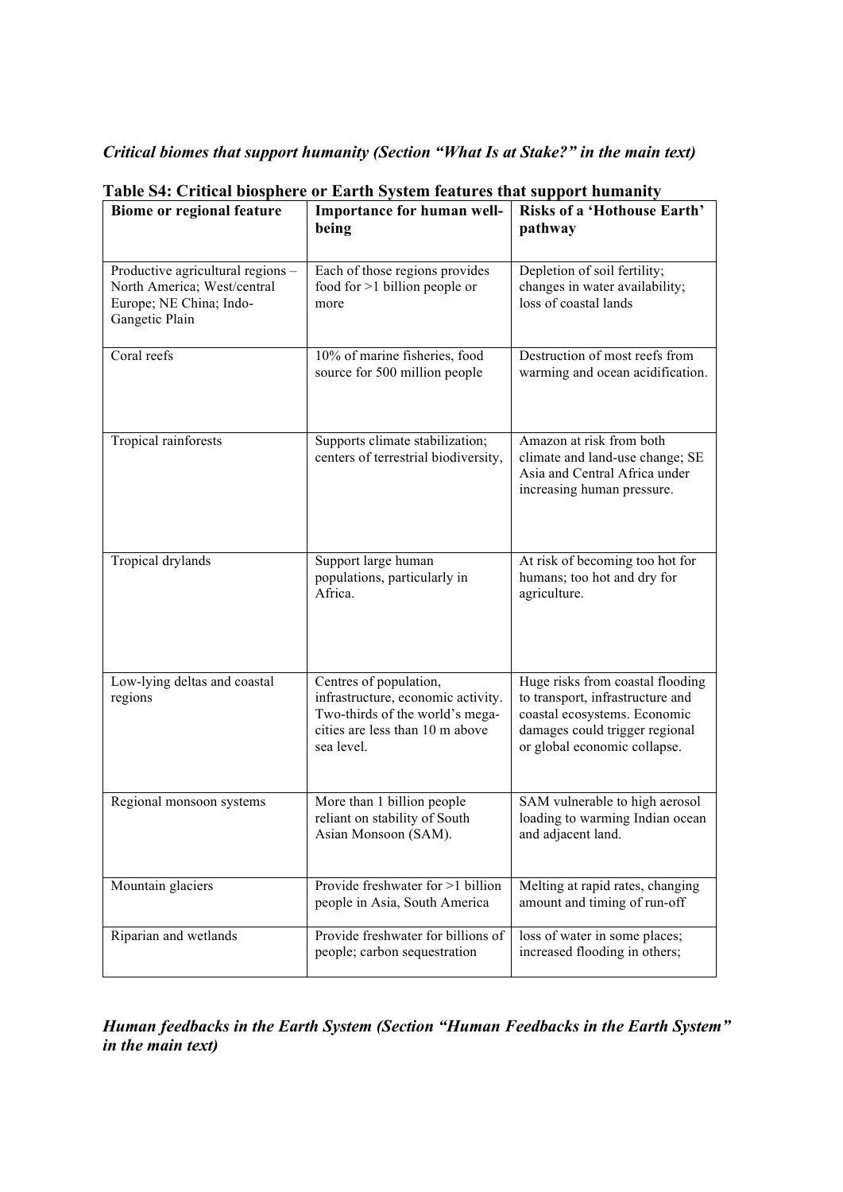*Critical biomes that support humanity (Section "What Is at Stake?" in the main text)*

**Table S4: Critical biosphere or Earth System features that support humanity**

| Biome or regional feature | Importance for human well-being | Risks of a 'Hothouse Earth' pathway |
|---|---|---|
| Productive agricultural regions – North America; West/central Europe; NE China; Indo-Gangetic Plain | Each of those regions provides food for >1 billion people or more | Depletion of soil fertility; changes in water availability; loss of coastal lands |
| Coral reefs | 10% of marine fisheries, food source for 500 million people | Destruction of most reefs from warming and ocean acidification. |
| Tropical rainforests | Supports climate stabilization; centers of terrestrial biodiversity, | Amazon at risk from both climate and land-use change; SE Asia and Central Africa under increasing human pressure. |
| Tropical drylands | Support large human populations, particularly in Africa. | At risk of becoming too hot for humans; too hot and dry for agriculture. |
| Low-lying deltas and coastal regions | Centres of population, infrastructure, economic activity. Two-thirds of the world's mega-cities are less than 10 m above sea level. | Huge risks from coastal flooding to transport, infrastructure and coastal ecosystems. Economic damages could trigger regional or global economic collapse. |
| Regional monsoon systems | More than 1 billion people reliant on stability of South Asian Monsoon (SAM). | SAM vulnerable to high aerosol loading to warming Indian ocean and adjacent land. |
| Mountain glaciers | Provide freshwater for >1 billion people in Asia, South America | Melting at rapid rates, changing amount and timing of run-off |
| Riparian and wetlands | Provide freshwater for billions of people; carbon sequestration | loss of water in some places; increased flooding in others; |

*Human feedbacks in the Earth System (Section "Human Feedbacks in the Earth System" in the main text)*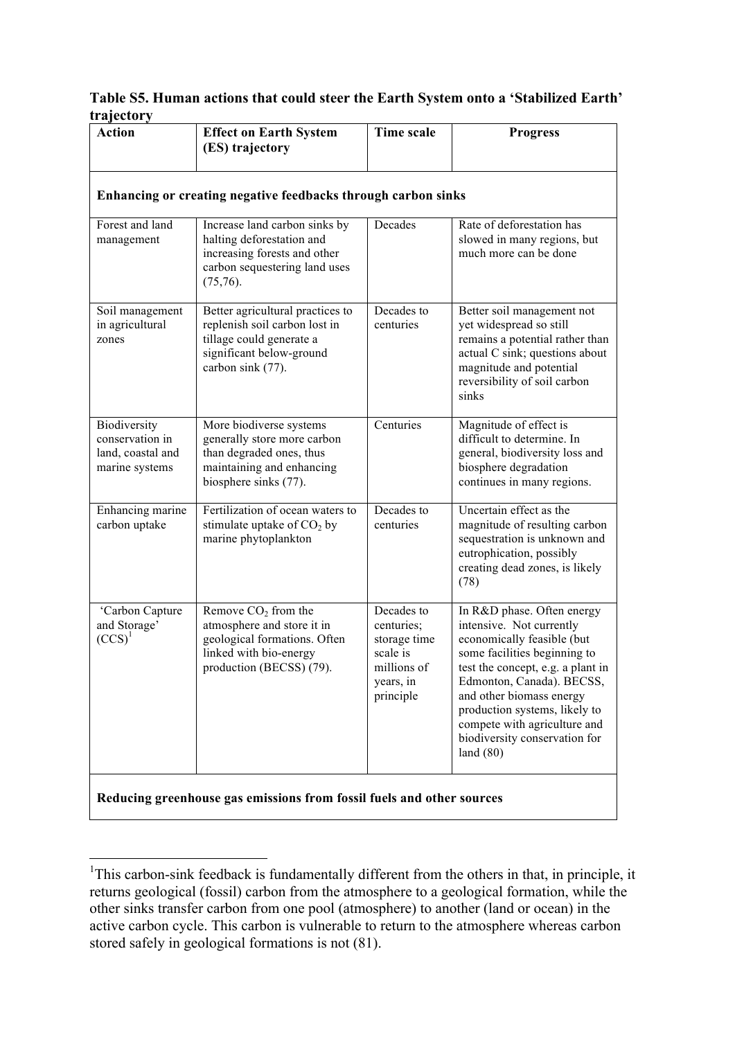**Table S5. Human actions that could steer the Earth System onto a 'Stabilized Earth' trajectory**

| Action | Effect on Earth System (ES) trajectory | Time scale | Progress |
|---|---|---|---|
| **Enhancing or creating negative feedbacks through carbon sinks** | | | |
| Forest and land management | Increase land carbon sinks by halting deforestation and increasing forests and other carbon sequestering land uses (75,76). | Decades | Rate of deforestation has slowed in many regions, but much more can be done |
| Soil management in agricultural zones | Better agricultural practices to replenish soil carbon lost in tillage could generate a significant below-ground carbon sink (77). | Decades to centuries | Better soil management not yet widespread so still remains a potential rather than actual C sink; questions about magnitude and potential reversibility of soil carbon sinks |
| Biodiversity conservation in land, coastal and marine systems | More biodiverse systems generally store more carbon than degraded ones, thus maintaining and enhancing biosphere sinks (77). | Centuries | Magnitude of effect is difficult to determine. In general, biodiversity loss and biosphere degradation continues in many regions. |
| Enhancing marine carbon uptake | Fertilization of ocean waters to stimulate uptake of $CO_2$ by marine phytoplankton | Decades to centuries | Uncertain effect as the magnitude of resulting carbon sequestration is unknown and eutrophication, possibly creating dead zones, is likely (78) |
| 'Carbon Capture and Storage' (CCS)[1] | Remove $CO_2$ from the atmosphere and store it in geological formations. Often linked with bio-energy production (BECSS) (79). | Decades to centuries; storage time scale is millions of years, in principle | In R&D phase. Often energy intensive. Not currently economically feasible (but some facilities beginning to test the concept, e.g. a plant in Edmonton, Canada). BECSS, and other biomass energy production systems, likely to compete with agriculture and biodiversity conservation for land (80) |
| **Reducing greenhouse gas emissions from fossil fuels and other sources** | | | |

[1]This carbon-sink feedback is fundamentally different from the others in that, in principle, it returns geological (fossil) carbon from the atmosphere to a geological formation, while the other sinks transfer carbon from one pool (atmosphere) to another (land or ocean) in the active carbon cycle. This carbon is vulnerable to return to the atmosphere whereas carbon stored safely in geological formations is not (81).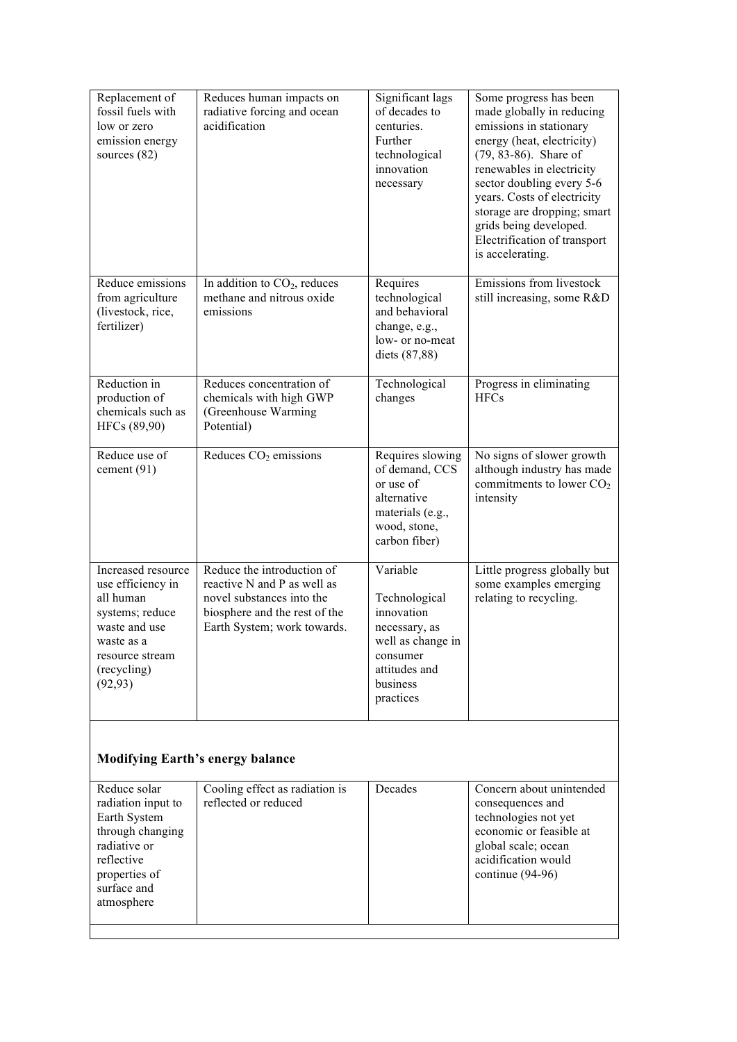| Replacement of fossil fuels with low or zero emission energy sources (82) | Reduces human impacts on radiative forcing and ocean acidification | Significant lags of decades to centuries. Further technological innovation necessary | Some progress has been made globally in reducing emissions in stationary energy (heat, electricity) (79, 83-86). Share of renewables in electricity sector doubling every 5-6 years. Costs of electricity storage are dropping; smart grids being developed. Electrification of transport is accelerating. |
|---|---|---|---|
| Reduce emissions from agriculture (livestock, rice, fertilizer) | In addition to $CO_2$, reduces methane and nitrous oxide emissions | Requires technological and behavioral change, e.g., low- or no-meat diets (87,88) | Emissions from livestock still increasing, some R&D |
| Reduction in production of chemicals such as HFCs (89,90) | Reduces concentration of chemicals with high GWP (Greenhouse Warming Potential) | Technological changes | Progress in eliminating HFCs |
| Reduce use of cement (91) | Reduces $CO_2$ emissions | Requires slowing of demand, CCS or use of alternative materials (e.g., wood, stone, carbon fiber) | No signs of slower growth although industry has made commitments to lower $CO_2$ intensity |
| Increased resource use efficiency in all human systems; reduce waste and use waste as a resource stream (recycling) (92,93) | Reduce the introduction of reactive N and P as well as novel substances into the biosphere and the rest of the Earth System; work towards. | Variable<br><br>Technological innovation necessary, as well as change in consumer attitudes and business practices | Little progress globally but some examples emerging relating to recycling. |
| **Modifying Earth's energy balance** | | | |
| Reduce solar radiation input to Earth System through changing radiative or reflective properties of surface and atmosphere | Cooling effect as radiation is reflected or reduced | Decades | Concern about unintended consequences and technologies not yet economic or feasible at global scale; ocean acidification would continue (94-96) |
| | | | |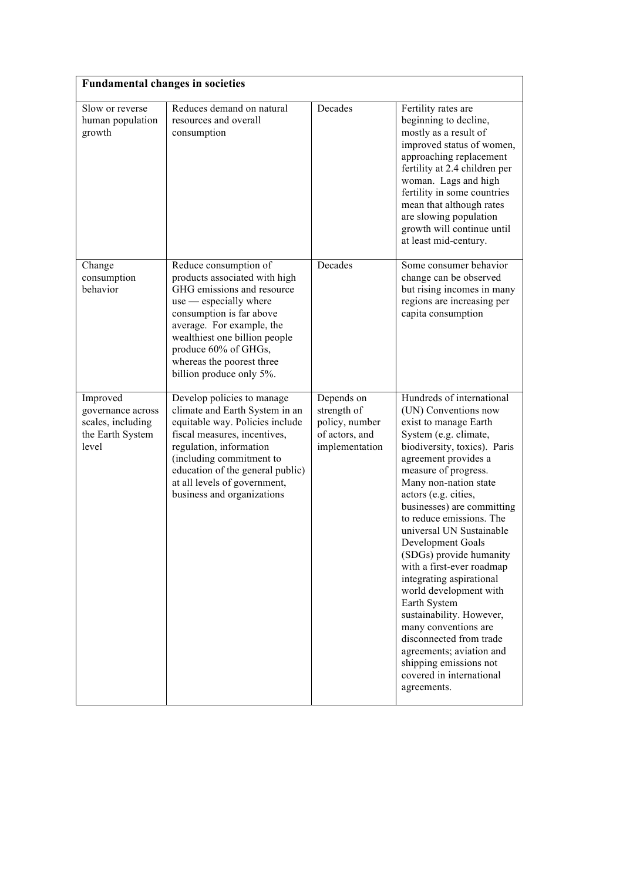| **Fundamental changes in societies** | | | |
|---|---|---|---|
| Slow or reverse human population growth | Reduces demand on natural resources and overall consumption | Decades | Fertility rates are beginning to decline, mostly as a result of improved status of women, approaching replacement fertility at 2.4 children per woman. Lags and high fertility in some countries mean that although rates are slowing population growth will continue until at least mid-century. |
| Change consumption behavior | Reduce consumption of products associated with high GHG emissions and resource use — especially where consumption is far above average. For example, the wealthiest one billion people produce 60% of GHGs, whereas the poorest three billion produce only 5%. | Decades | Some consumer behavior change can be observed but rising incomes in many regions are increasing per capita consumption |
| Improved governance across scales, including the Earth System level | Develop policies to manage climate and Earth System in an equitable way. Policies include fiscal measures, incentives, regulation, information (including commitment to education of the general public) at all levels of government, business and organizations | Depends on strength of policy, number of actors, and implementation | Hundreds of international (UN) Conventions now exist to manage Earth System (e.g. climate, biodiversity, toxics). Paris agreement provides a measure of progress. Many non-nation state actors (e.g. cities, businesses) are committing to reduce emissions. The universal UN Sustainable Development Goals (SDGs) provide humanity with a first-ever roadmap integrating aspirational world development with Earth System sustainability. However, many conventions are disconnected from trade agreements; aviation and shipping emissions not covered in international agreements. |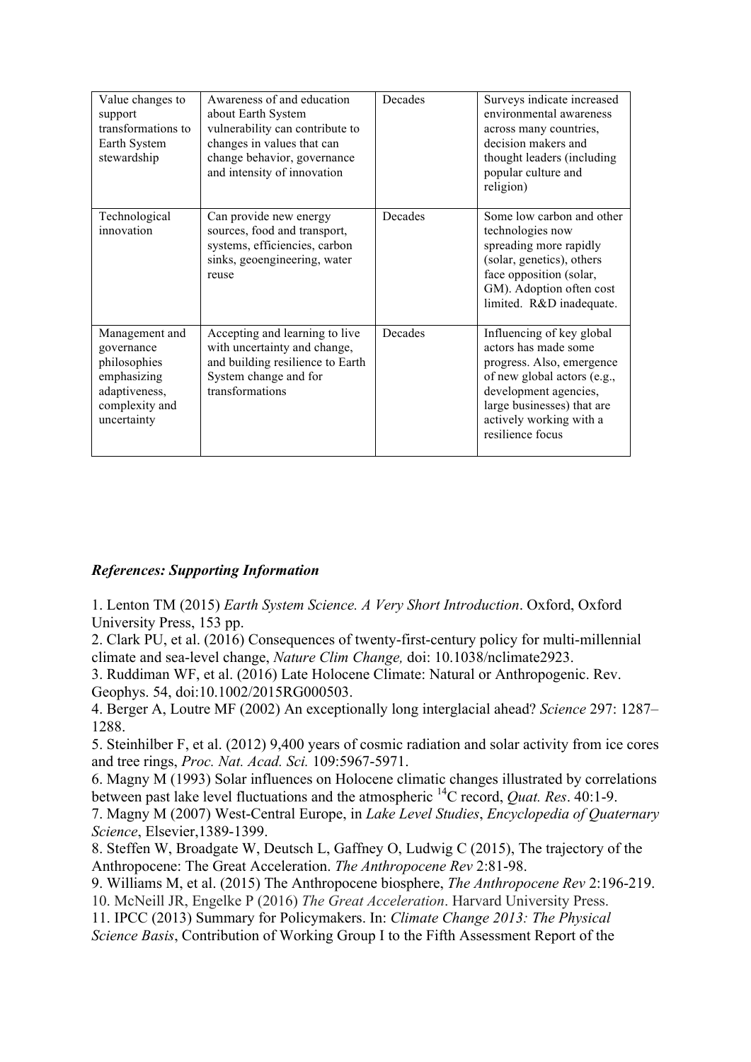| Value changes to support transformations to Earth System stewardship | Awareness of and education about Earth System vulnerability can contribute to changes in values that can change behavior, governance and intensity of innovation | Decades | Surveys indicate increased environmental awareness across many countries, decision makers and thought leaders (including popular culture and religion) |
|---|---|---|---|
| Technological innovation | Can provide new energy sources, food and transport, systems, efficiencies, carbon sinks, geoengineering, water reuse | Decades | Some low carbon and other technologies now spreading more rapidly (solar, genetics), others face opposition (solar, GM). Adoption often cost limited. R&D inadequate. |
| Management and governance philosophies emphasizing adaptiveness, complexity and uncertainty | Accepting and learning to live with uncertainty and change, and building resilience to Earth System change and for transformations | Decades | Influencing of key global actors has made some progress. Also, emergence of new global actors (e.g., development agencies, large businesses) that are actively working with a resilience focus |

***References: Supporting Information***

1. Lenton TM (2015) *Earth System Science. A Very Short Introduction*. Oxford, Oxford University Press, 153 pp.
2. Clark PU, et al. (2016) Consequences of twenty-first-century policy for multi-millennial climate and sea-level change, *Nature Clim Change,* doi: 10.1038/nclimate2923.
3. Ruddiman WF, et al. (2016) Late Holocene Climate: Natural or Anthropogenic. Rev. Geophys. 54, doi:10.1002/2015RG000503.
4. Berger A, Loutre MF (2002) An exceptionally long interglacial ahead? *Science* 297: 1287–1288.
5. Steinhilber F, et al. (2012) 9,400 years of cosmic radiation and solar activity from ice cores and tree rings, *Proc. Nat. Acad. Sci.* 109:5967-5971.
6. Magny M (1993) Solar influences on Holocene climatic changes illustrated by correlations between past lake level fluctuations and the atmospheric $^{14}$C record, *Quat. Res*. 40:1-9.
7. Magny M (2007) West-Central Europe, in *Lake Level Studies*, *Encyclopedia of Quaternary Science*, Elsevier,1389-1399.
8. Steffen W, Broadgate W, Deutsch L, Gaffney O, Ludwig C (2015), The trajectory of the Anthropocene: The Great Acceleration. *The Anthropocene Rev* 2:81-98.
9. Williams M, et al. (2015) The Anthropocene biosphere, *The Anthropocene Rev* 2:196-219.
10. McNeill JR, Engelke P (2016) *The Great Acceleration*. Harvard University Press.
11. IPCC (2013) Summary for Policymakers. In: *Climate Change 2013: The Physical Science Basis*, Contribution of Working Group I to the Fifth Assessment Report of the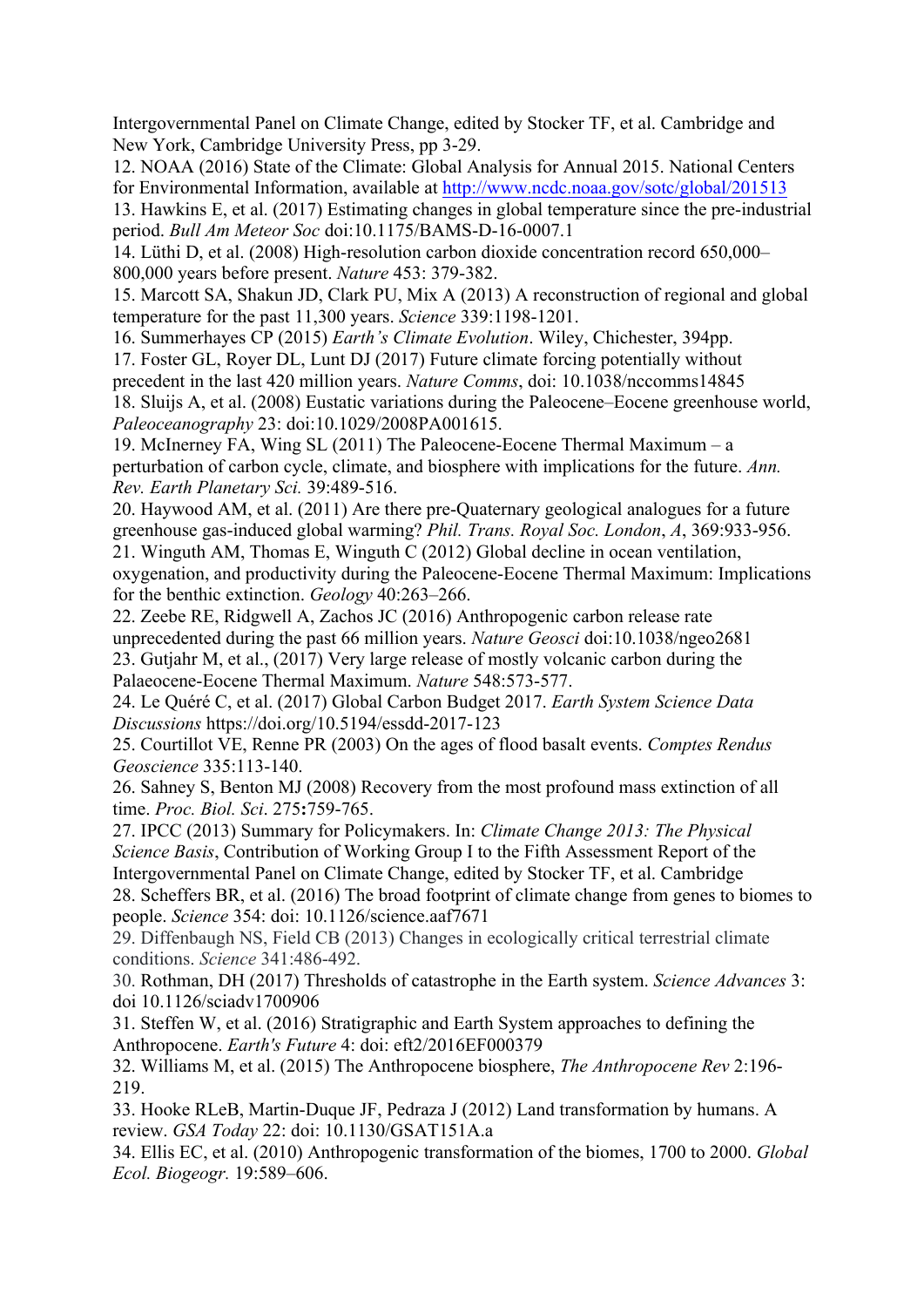Intergovernmental Panel on Climate Change, edited by Stocker TF, et al. Cambridge and New York, Cambridge University Press, pp 3-29.

12. NOAA (2016) State of the Climate: Global Analysis for Annual 2015. National Centers for Environmental Information, available at http://www.ncdc.noaa.gov/sotc/global/201513

13. Hawkins E, et al. (2017) Estimating changes in global temperature since the pre-industrial period. *Bull Am Meteor Soc* doi:10.1175/BAMS-D-16-0007.1

14. Lüthi D, et al. (2008) High-resolution carbon dioxide concentration record 650,000–800,000 years before present. *Nature* 453: 379-382.

15. Marcott SA, Shakun JD, Clark PU, Mix A (2013) A reconstruction of regional and global temperature for the past 11,300 years. *Science* 339:1198-1201.

16. Summerhayes CP (2015) *Earth's Climate Evolution*. Wiley, Chichester, 394pp.

17. Foster GL, Royer DL, Lunt DJ (2017) Future climate forcing potentially without precedent in the last 420 million years. *Nature Comms*, doi: 10.1038/nccomms14845

18. Sluijs A, et al. (2008) Eustatic variations during the Paleocene–Eocene greenhouse world, *Paleoceanography* 23: doi:10.1029/2008PA001615.

19. McInerney FA, Wing SL (2011) The Paleocene-Eocene Thermal Maximum – a perturbation of carbon cycle, climate, and biosphere with implications for the future. *Ann. Rev. Earth Planetary Sci.* 39:489-516.

20. Haywood AM, et al. (2011) Are there pre-Quaternary geological analogues for a future greenhouse gas-induced global warming? *Phil. Trans. Royal Soc. London*, *A*, 369:933-956.

21. Winguth AM, Thomas E, Winguth C (2012) Global decline in ocean ventilation, oxygenation, and productivity during the Paleocene-Eocene Thermal Maximum: Implications for the benthic extinction. *Geology* 40:263–266.

22. Zeebe RE, Ridgwell A, Zachos JC (2016) Anthropogenic carbon release rate unprecedented during the past 66 million years. *Nature Geosci* doi:10.1038/ngeo2681

23. Gutjahr M, et al., (2017) Very large release of mostly volcanic carbon during the Palaeocene-Eocene Thermal Maximum. *Nature* 548:573-577.

24. Le Quéré C, et al. (2017) Global Carbon Budget 2017. *Earth System Science Data Discussions* https://doi.org/10.5194/essdd-2017-123

25. Courtillot VE, Renne PR (2003) On the ages of flood basalt events. *Comptes Rendus Geoscience* 335:113-140.

26. Sahney S, Benton MJ (2008) Recovery from the most profound mass extinction of all time. *Proc. Biol. Sci*. 275**:**759-765.

27. IPCC (2013) Summary for Policymakers. In: *Climate Change 2013: The Physical Science Basis*, Contribution of Working Group I to the Fifth Assessment Report of the Intergovernmental Panel on Climate Change, edited by Stocker TF, et al. Cambridge

28. Scheffers BR, et al. (2016) The broad footprint of climate change from genes to biomes to people. *Science* 354: doi: 10.1126/science.aaf7671

29. Diffenbaugh NS, Field CB (2013) Changes in ecologically critical terrestrial climate conditions. *Science* 341:486-492.

30. Rothman, DH (2017) Thresholds of catastrophe in the Earth system. *Science Advances* 3: doi 10.1126/sciadv1700906

31. Steffen W, et al. (2016) Stratigraphic and Earth System approaches to defining the Anthropocene. *Earth's Future* 4: doi: eft2/2016EF000379

32. Williams M, et al. (2015) The Anthropocene biosphere, *The Anthropocene Rev* 2:196-219.

33. Hooke RLeB, Martin-Duque JF, Pedraza J (2012) Land transformation by humans. A review. *GSA Today* 22: doi: 10.1130/GSAT151A.a

34. Ellis EC, et al. (2010) Anthropogenic transformation of the biomes, 1700 to 2000. *Global Ecol. Biogeogr.* 19:589–606.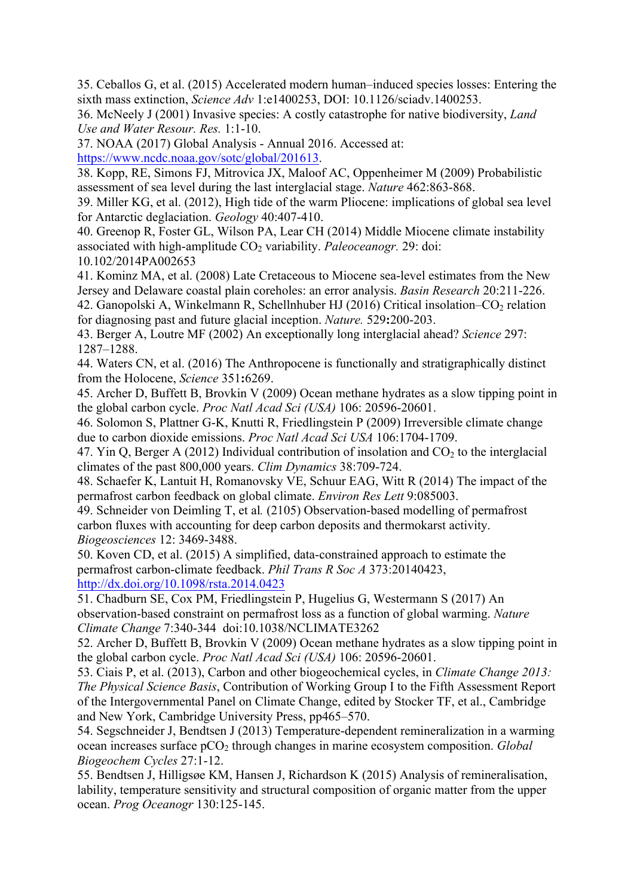35. Ceballos G, et al. (2015) Accelerated modern human–induced species losses: Entering the sixth mass extinction, *Science Adv* 1:e1400253, DOI: 10.1126/sciadv.1400253.
36. McNeely J (2001) Invasive species: A costly catastrophe for native biodiversity, *Land Use and Water Resour. Res.* 1:1-10.
37. NOAA (2017) Global Analysis - Annual 2016. Accessed at: https://www.ncdc.noaa.gov/sotc/global/201613.
38. Kopp, RE, Simons FJ, Mitrovica JX, Maloof AC, Oppenheimer M (2009) Probabilistic assessment of sea level during the last interglacial stage. *Nature* 462:863-868.
39. Miller KG, et al. (2012), High tide of the warm Pliocene: implications of global sea level for Antarctic deglaciation. *Geology* 40:407-410.
40. Greenop R, Foster GL, Wilson PA, Lear CH (2014) Middle Miocene climate instability associated with high-amplitude $CO_2$ variability. *Paleoceanogr.* 29: doi: 10.102/2014PA002653
41. Kominz MA, et al. (2008) Late Cretaceous to Miocene sea-level estimates from the New Jersey and Delaware coastal plain coreholes: an error analysis. *Basin Research* 20:211-226.
42. Ganopolski A, Winkelmann R, Schellnhuber HJ (2016) Critical insolation–$CO_2$ relation for diagnosing past and future glacial inception. *Nature.* 529**:**200-203.
43. Berger A, Loutre MF (2002) An exceptionally long interglacial ahead? *Science* 297: 1287–1288.
44. Waters CN, et al. (2016) The Anthropocene is functionally and stratigraphically distinct from the Holocene, *Science* 351**:**6269.
45. Archer D, Buffett B, Brovkin V (2009) Ocean methane hydrates as a slow tipping point in the global carbon cycle. *Proc Natl Acad Sci (USA)* 106: 20596-20601.
46. Solomon S, Plattner G-K, Knutti R, Friedlingstein P (2009) Irreversible climate change due to carbon dioxide emissions. *Proc Natl Acad Sci USA* 106:1704-1709.
47. Yin Q, Berger A (2012) Individual contribution of insolation and $CO_2$ to the interglacial climates of the past 800,000 years. *Clim Dynamics* 38:709-724.
48. Schaefer K, Lantuit H, Romanovsky VE, Schuur EAG, Witt R (2014) The impact of the permafrost carbon feedback on global climate. *Environ Res Lett* 9:085003.
49. Schneider von Deimling T, et al*.* (2105) Observation-based modelling of permafrost carbon fluxes with accounting for deep carbon deposits and thermokarst activity. *Biogeosciences* 12: 3469-3488.
50. Koven CD, et al. (2015) A simplified, data-constrained approach to estimate the permafrost carbon-climate feedback. *Phil Trans R Soc A* 373:20140423, http://dx.doi.org/10.1098/rsta.2014.0423
51. Chadburn SE, Cox PM, Friedlingstein P, Hugelius G, Westermann S (2017) An observation-based constraint on permafrost loss as a function of global warming. *Nature Climate Change* 7:340-344 doi:10.1038/NCLIMATE3262
52. Archer D, Buffett B, Brovkin V (2009) Ocean methane hydrates as a slow tipping point in the global carbon cycle. *Proc Natl Acad Sci (USA)* 106: 20596-20601.
53. Ciais P, et al. (2013), Carbon and other biogeochemical cycles, in *Climate Change 2013: The Physical Science Basis*, Contribution of Working Group I to the Fifth Assessment Report of the Intergovernmental Panel on Climate Change, edited by Stocker TF, et al., Cambridge and New York, Cambridge University Press, pp465–570.
54. Segschneider J, Bendtsen J (2013) Temperature-dependent remineralization in a warming ocean increases surface $pCO_2$ through changes in marine ecosystem composition. *Global Biogeochem Cycles* 27:1-12.
55. Bendtsen J, Hilligsøe KM, Hansen J, Richardson K (2015) Analysis of remineralisation, lability, temperature sensitivity and structural composition of organic matter from the upper ocean. *Prog Oceanogr* 130:125-145.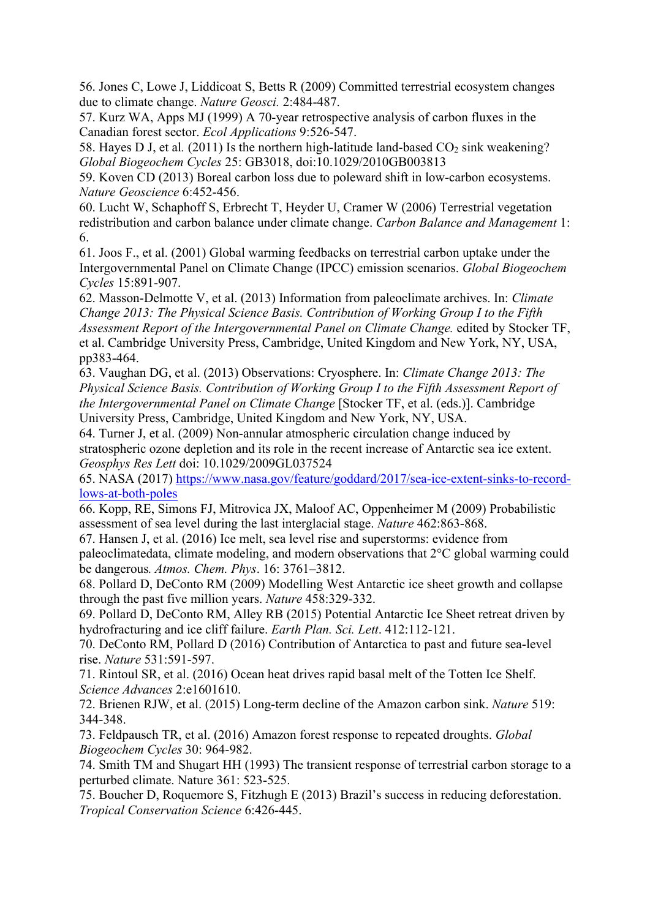56. Jones C, Lowe J, Liddicoat S, Betts R (2009) Committed terrestrial ecosystem changes due to climate change. *Nature Geosci.* 2:484-487.
57. Kurz WA, Apps MJ (1999) A 70-year retrospective analysis of carbon fluxes in the Canadian forest sector. *Ecol Applications* 9:526-547.
58. Hayes D J, et al*.* (2011) Is the northern high-latitude land-based $CO_2$ sink weakening? *Global Biogeochem Cycles* 25: GB3018, doi:10.1029/2010GB003813
59. Koven CD (2013) Boreal carbon loss due to poleward shift in low-carbon ecosystems. *Nature Geoscience* 6:452-456.
60. Lucht W, Schaphoff S, Erbrecht T, Heyder U, Cramer W (2006) Terrestrial vegetation redistribution and carbon balance under climate change. *Carbon Balance and Management* 1: 6.
61. Joos F., et al. (2001) Global warming feedbacks on terrestrial carbon uptake under the Intergovernmental Panel on Climate Change (IPCC) emission scenarios. *Global Biogeochem Cycles* 15:891-907.
62. Masson-Delmotte V, et al. (2013) Information from paleoclimate archives. In: *Climate Change 2013: The Physical Science Basis. Contribution of Working Group I to the Fifth Assessment Report of the Intergovernmental Panel on Climate Change.* edited by Stocker TF, et al. Cambridge University Press, Cambridge, United Kingdom and New York, NY, USA, pp383-464.
63. Vaughan DG, et al. (2013) Observations: Cryosphere. In: *Climate Change 2013: The Physical Science Basis. Contribution of Working Group I to the Fifth Assessment Report of the Intergovernmental Panel on Climate Change* [Stocker TF, et al. (eds.)]. Cambridge University Press, Cambridge, United Kingdom and New York, NY, USA.
64. Turner J, et al. (2009) Non-annular atmospheric circulation change induced by stratospheric ozone depletion and its role in the recent increase of Antarctic sea ice extent. *Geosphys Res Lett* doi: 10.1029/2009GL037524
65. NASA (2017) https://www.nasa.gov/feature/goddard/2017/sea-ice-extent-sinks-to-record-lows-at-both-poles
66. Kopp, RE, Simons FJ, Mitrovica JX, Maloof AC, Oppenheimer M (2009) Probabilistic assessment of sea level during the last interglacial stage. *Nature* 462:863-868.
67. Hansen J, et al. (2016) Ice melt, sea level rise and superstorms: evidence from paleoclimatedata, climate modeling, and modern observations that 2°C global warming could be dangerous*. Atmos. Chem. Phys*. 16: 3761–3812.
68. Pollard D, DeConto RM (2009) Modelling West Antarctic ice sheet growth and collapse through the past five million years. *Nature* 458:329-332.
69. Pollard D, DeConto RM, Alley RB (2015) Potential Antarctic Ice Sheet retreat driven by hydrofracturing and ice cliff failure. *Earth Plan. Sci. Lett*. 412:112-121.
70. DeConto RM, Pollard D (2016) Contribution of Antarctica to past and future sea-level rise. *Nature* 531:591-597.
71. Rintoul SR, et al. (2016) Ocean heat drives rapid basal melt of the Totten Ice Shelf. *Science Advances* 2:e1601610.
72. Brienen RJW, et al. (2015) Long-term decline of the Amazon carbon sink. *Nature* 519: 344-348.
73. Feldpausch TR, et al. (2016) Amazon forest response to repeated droughts. *Global Biogeochem Cycles* 30: 964-982.
74. Smith TM and Shugart HH (1993) The transient response of terrestrial carbon storage to a perturbed climate. Nature 361: 523-525.
75. Boucher D, Roquemore S, Fitzhugh E (2013) Brazil's success in reducing deforestation. *Tropical Conservation Science* 6:426-445.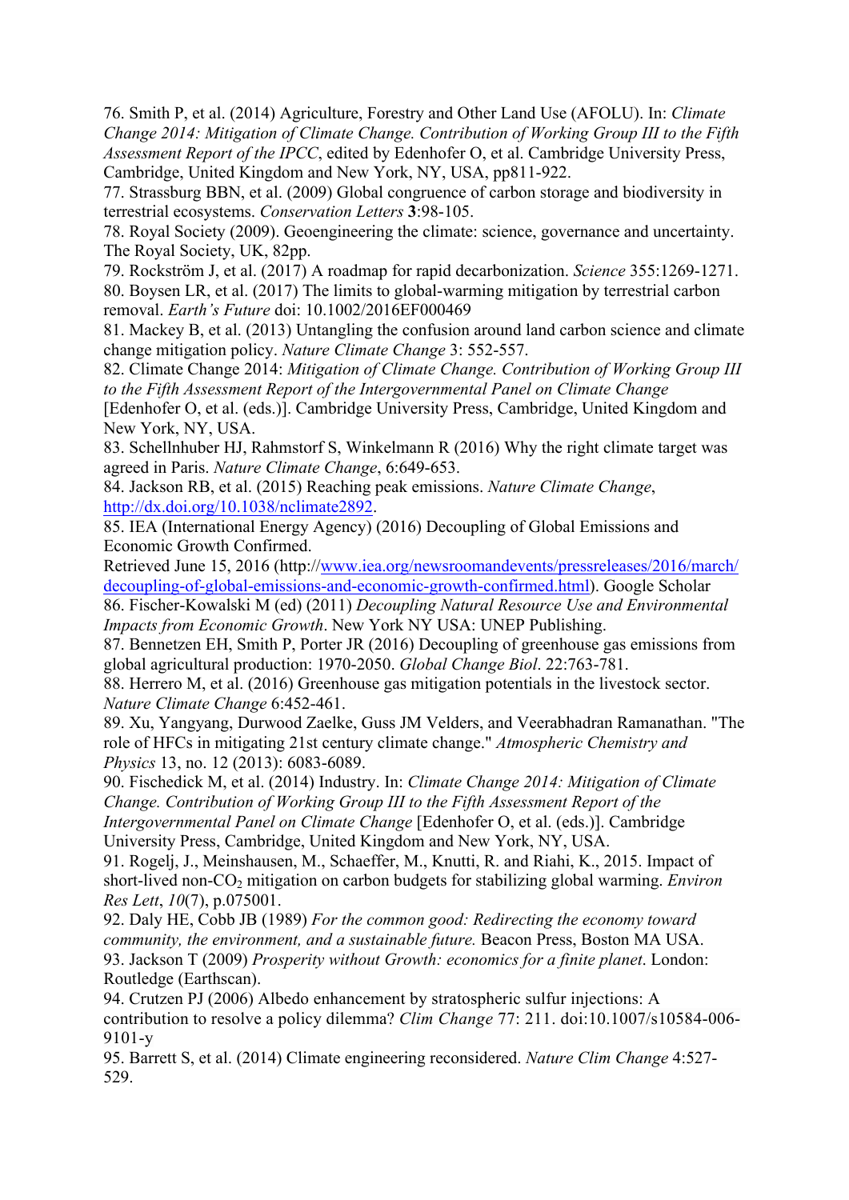76. Smith P, et al. (2014) Agriculture, Forestry and Other Land Use (AFOLU). In: *Climate Change 2014: Mitigation of Climate Change. Contribution of Working Group III to the Fifth Assessment Report of the IPCC*, edited by Edenhofer O, et al. Cambridge University Press, Cambridge, United Kingdom and New York, NY, USA, pp811-922.

77. Strassburg BBN, et al. (2009) Global congruence of carbon storage and biodiversity in terrestrial ecosystems. *Conservation Letters* **3**:98-105.

78. Royal Society (2009). Geoengineering the climate: science, governance and uncertainty. The Royal Society, UK, 82pp.

79. Rockström J, et al. (2017) A roadmap for rapid decarbonization. *Science* 355:1269-1271.

80. Boysen LR, et al. (2017) The limits to global-warming mitigation by terrestrial carbon removal. *Earth's Future* doi: 10.1002/2016EF000469

81. Mackey B, et al. (2013) Untangling the confusion around land carbon science and climate change mitigation policy. *Nature Climate Change* 3: 552-557.

82. Climate Change 2014: *Mitigation of Climate Change. Contribution of Working Group III to the Fifth Assessment Report of the Intergovernmental Panel on Climate Change* [Edenhofer O, et al. (eds.)]. Cambridge University Press, Cambridge, United Kingdom and New York, NY, USA.

83. Schellnhuber HJ, Rahmstorf S, Winkelmann R (2016) Why the right climate target was agreed in Paris. *Nature Climate Change*, 6:649-653.

84. Jackson RB, et al. (2015) Reaching peak emissions. *Nature Climate Change*, http://dx.doi.org/10.1038/nclimate2892.

85. IEA (International Energy Agency) (2016) Decoupling of Global Emissions and Economic Growth Confirmed. Retrieved June 15, 2016 (http://www.iea.org/newsroomandevents/pressreleases/2016/march/decoupling-of-global-emissions-and-economic-growth-confirmed.html). Google Scholar

86. Fischer-Kowalski M (ed) (2011) *Decoupling Natural Resource Use and Environmental Impacts from Economic Growth*. New York NY USA: UNEP Publishing.

87. Bennetzen EH, Smith P, Porter JR (2016) Decoupling of greenhouse gas emissions from global agricultural production: 1970-2050. *Global Change Biol*. 22:763-781.

88. Herrero M, et al. (2016) Greenhouse gas mitigation potentials in the livestock sector. *Nature Climate Change* 6:452-461.

89. Xu, Yangyang, Durwood Zaelke, Guss JM Velders, and Veerabhadran Ramanathan. "The role of HFCs in mitigating 21st century climate change." *Atmospheric Chemistry and Physics* 13, no. 12 (2013): 6083-6089.

90. Fischedick M, et al. (2014) Industry. In: *Climate Change 2014: Mitigation of Climate Change. Contribution of Working Group III to the Fifth Assessment Report of the Intergovernmental Panel on Climate Change* [Edenhofer O, et al. (eds.)]. Cambridge University Press, Cambridge, United Kingdom and New York, NY, USA.

91. Rogelj, J., Meinshausen, M., Schaeffer, M., Knutti, R. and Riahi, K., 2015. Impact of short-lived non-$CO_2$ mitigation on carbon budgets for stabilizing global warming. *Environ Res Lett*, *10*(7), p.075001.

92. Daly HE, Cobb JB (1989) *For the common good: Redirecting the economy toward community, the environment, and a sustainable future.* Beacon Press, Boston MA USA.

93. Jackson T (2009) *Prosperity without Growth: economics for a finite planet*. London: Routledge (Earthscan).

94. Crutzen PJ (2006) Albedo enhancement by stratospheric sulfur injections: A contribution to resolve a policy dilemma? *Clim Change* 77: 211. doi:10.1007/s10584-006-9101-y

95. Barrett S, et al. (2014) Climate engineering reconsidered. *Nature Clim Change* 4:527-529.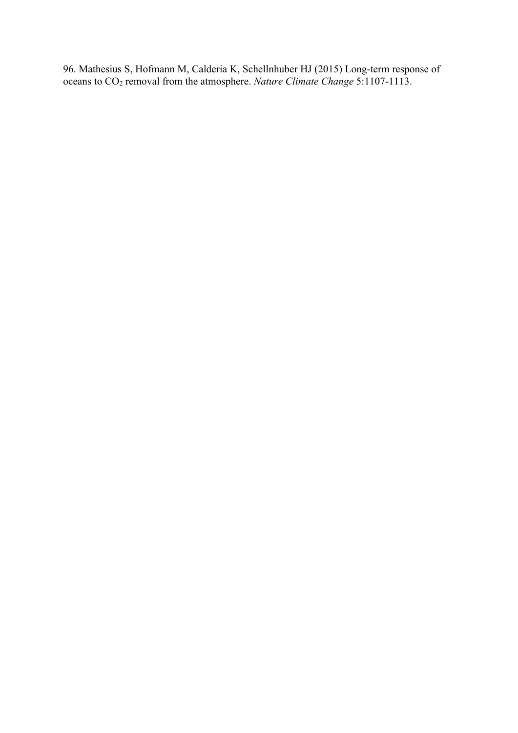96. Mathesius S, Hofmann M, Calderia K, Schellnhuber HJ (2015) Long-term response of oceans to $CO_2$ removal from the atmosphere. *Nature Climate Change* 5:1107-1113.